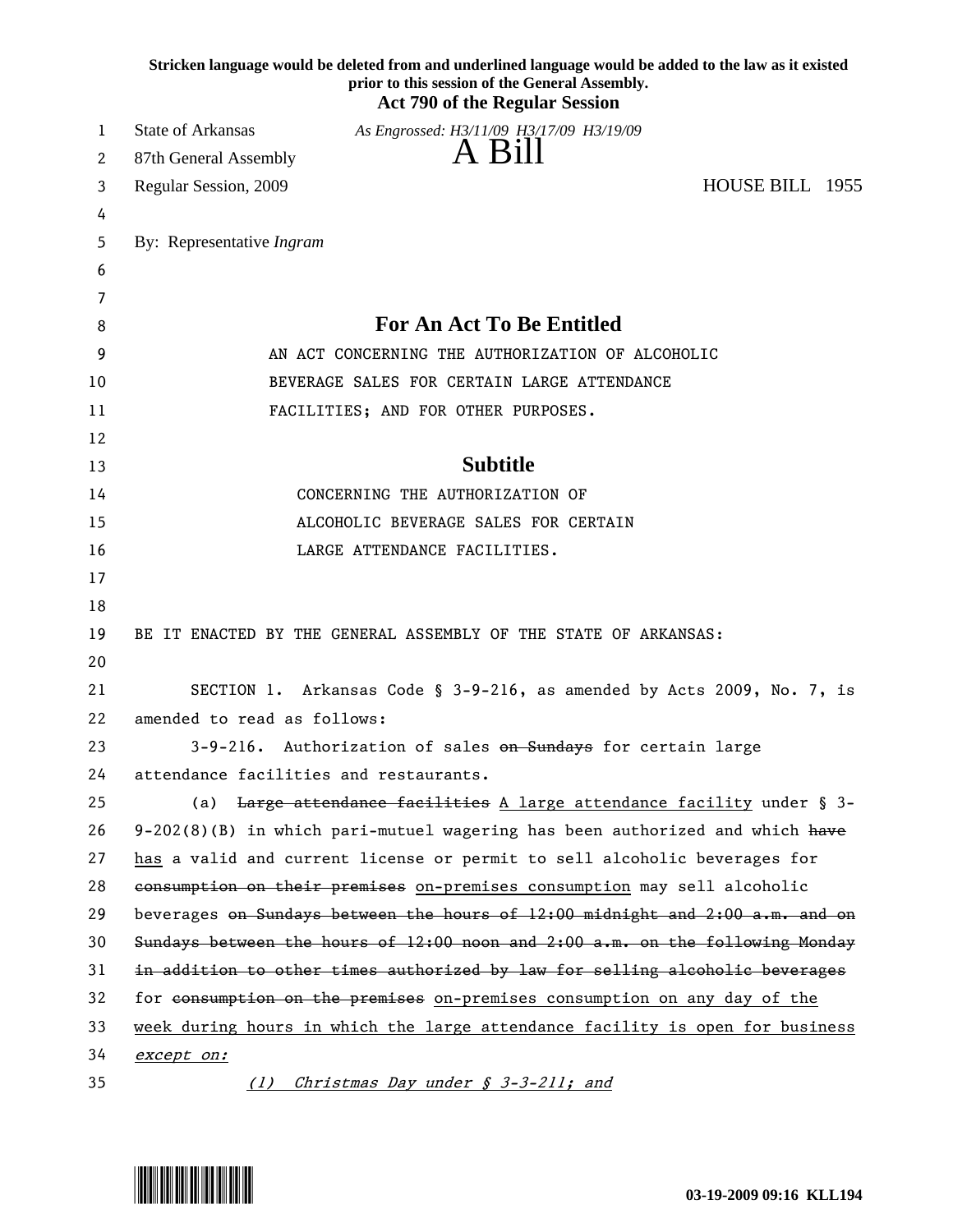Stricken language would be deleted from and underlined language would be added to the law as it existed prior to this session of the General Assembly.

**Act 790 of the Regular Session**

State of Arkansas — As Engrossed: H3/11/09 H3/17/09 H3/19/09

87th General Assembly

# A Bill

Regular Session, 2009 — HOUSE BILL 1955

By: Representative *Ingram*

## For An Act To Be Entitled

AN ACT CONCERNING THE AUTHORIZATION OF ALCOHOLIC BEVERAGE SALES FOR CERTAIN LARGE ATTENDANCE FACILITIES; AND FOR OTHER PURPOSES.

## Subtitle

CONCERNING THE AUTHORIZATION OF ALCOHOLIC BEVERAGE SALES FOR CERTAIN LARGE ATTENDANCE FACILITIES.

BE IT ENACTED BY THE GENERAL ASSEMBLY OF THE STATE OF ARKANSAS:

SECTION 1. Arkansas Code § 3-9-216, as amended by Acts 2009, No. 7, is amended to read as follows:

3-9-216. Authorization of sales ~~on Sundays~~ for certain large attendance facilities and restaurants.

(a) ~~Large attendance facilities~~ <u>A large attendance facility</u> under § 3-9-202(8)(B) in which pari-mutuel wagering has been authorized and which ~~have~~ <u>has</u> a valid and current license or permit to sell alcoholic beverages for ~~consumption on their premises~~ <u>on-premises consumption</u> may sell alcoholic beverages ~~on Sundays between the hours of 12:00 midnight and 2:00 a.m. and on Sundays between the hours of 12:00 noon and 2:00 a.m. on the following Monday in addition to other times authorized by law for selling alcoholic beverages~~ for ~~consumption on the premises~~ <u>on-premises consumption on any day of the week during hours in which the large attendance facility is open for business</u> <u>*except on:*</u>

<u>*(1) Christmas Day under § 3-3-211; and*</u>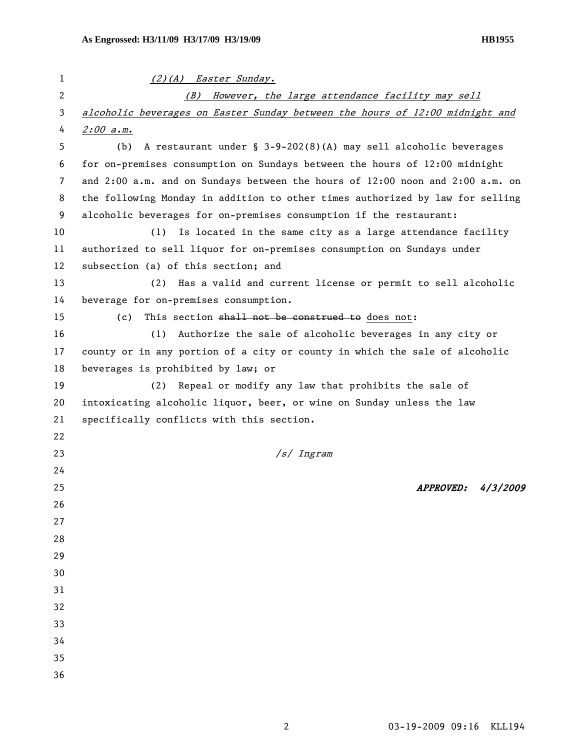*(2)(A) Easter Sunday.*

*(B) However, the large attendance facility may sell alcoholic beverages on Easter Sunday between the hours of 12:00 midnight and 2:00 a.m.*

(b) A restaurant under § 3-9-202(8)(A) may sell alcoholic beverages for on-premises consumption on Sundays between the hours of 12:00 midnight and 2:00 a.m. and on Sundays between the hours of 12:00 noon and 2:00 a.m. on the following Monday in addition to other times authorized by law for selling alcoholic beverages for on-premises consumption if the restaurant:

(1) Is located in the same city as a large attendance facility authorized to sell liquor for on-premises consumption on Sundays under subsection (a) of this section; and

(2) Has a valid and current license or permit to sell alcoholic beverage for on-premises consumption.

(c) This section ~~shall not be construed to~~ does not:

(1) Authorize the sale of alcoholic beverages in any city or county or in any portion of a city or county in which the sale of alcoholic beverages is prohibited by law; or

(2) Repeal or modify any law that prohibits the sale of intoxicating alcoholic liquor, beer, or wine on Sunday unless the law specifically conflicts with this section.

*/s/ Ingram*

***APPROVED: 4/3/2009***